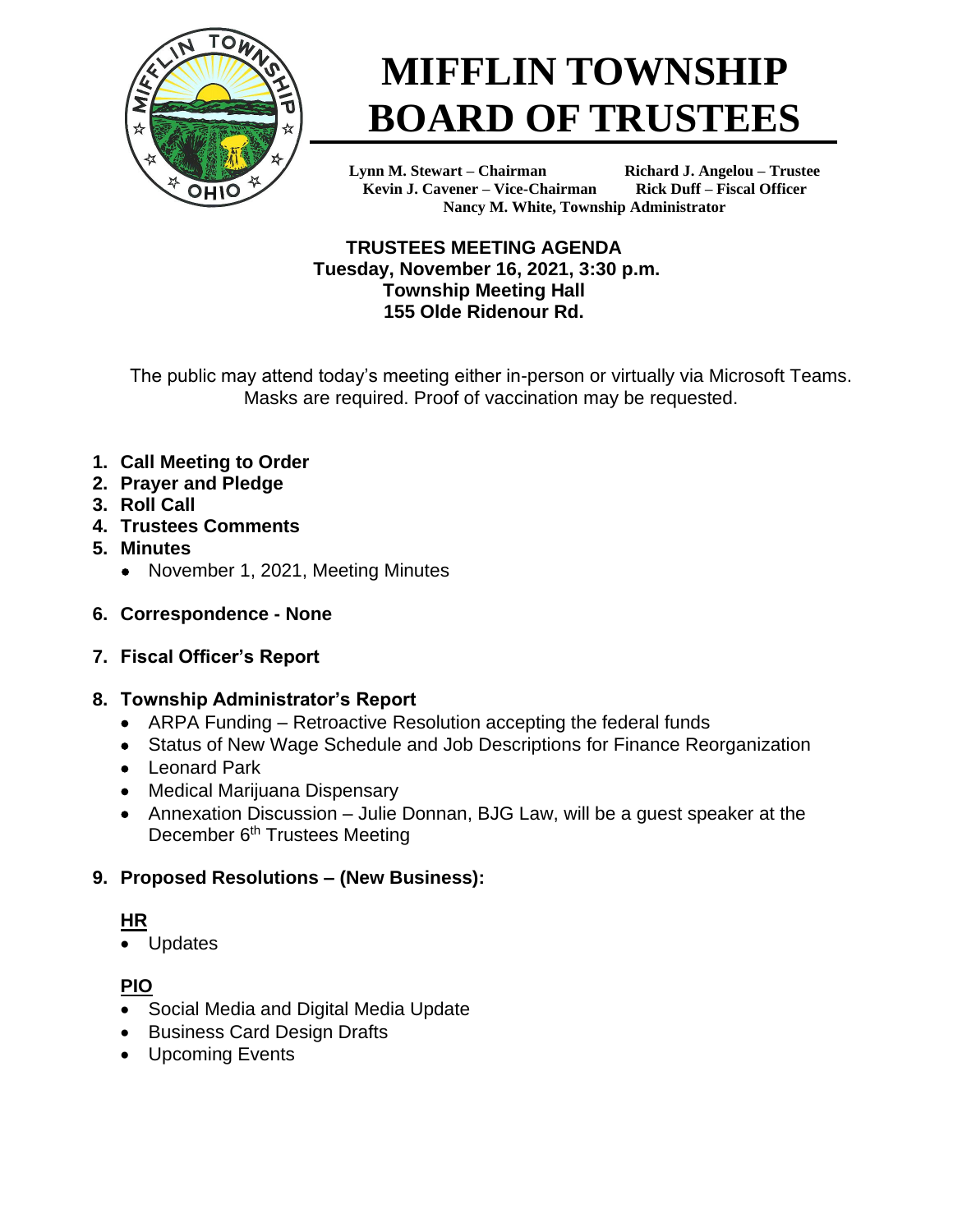# MIFFLIN TOWNSHIP BOARD OF TRUSTEES

**Lynn M. Stewart – Chairman** **Richard J. Angelou – Trustee**
**Kevin J. Cavener – Vice-Chairman** **Rick Duff – Fiscal Officer**
**Nancy M. White, Township Administrator**

## TRUSTEES MEETING AGENDA
**Tuesday, November 16, 2021, 3:30 p.m.**
**Township Meeting Hall**
**155 Olde Ridenour Rd.**

The public may attend today's meeting either in-person or virtually via Microsoft Teams. Masks are required. Proof of vaccination may be requested.

1. **Call Meeting to Order**
2. **Prayer and Pledge**
3. **Roll Call**
4. **Trustees Comments**
5. **Minutes**
   - November 1, 2021, Meeting Minutes
6. **Correspondence - None**
7. **Fiscal Officer's Report**
8. **Township Administrator's Report**
   - ARPA Funding – Retroactive Resolution accepting the federal funds
   - Status of New Wage Schedule and Job Descriptions for Finance Reorganization
   - Leonard Park
   - Medical Marijuana Dispensary
   - Annexation Discussion – Julie Donnan, BJG Law, will be a guest speaker at the December 6th Trustees Meeting
9. **Proposed Resolutions – (New Business):**

**HR**

- Updates

**PIO**

- Social Media and Digital Media Update
- Business Card Design Drafts
- Upcoming Events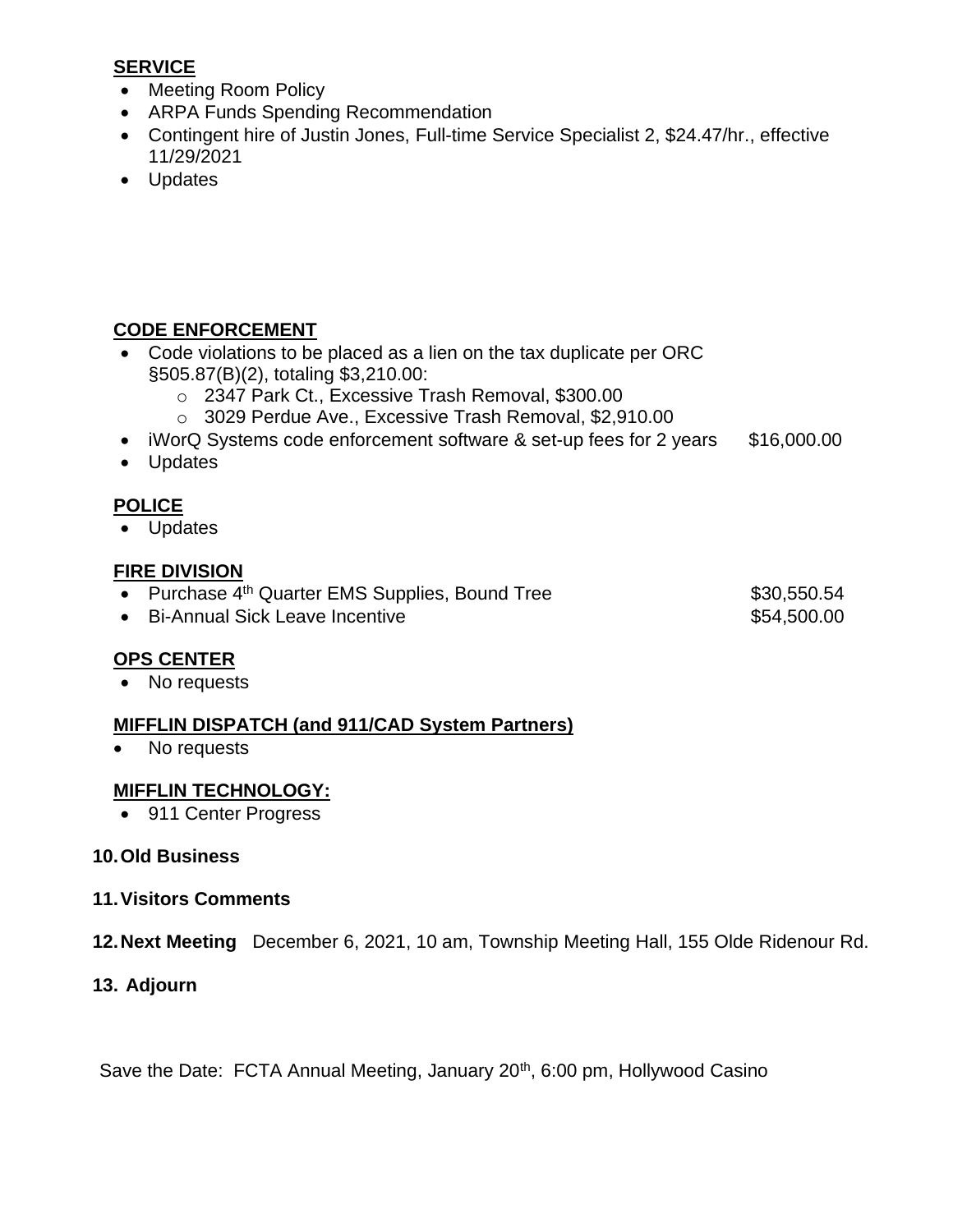**SERVICE**

- Meeting Room Policy
- ARPA Funds Spending Recommendation
- Contingent hire of Justin Jones, Full-time Service Specialist 2, $24.47/hr., effective 11/29/2021
- Updates

**CODE ENFORCEMENT**

- Code violations to be placed as a lien on the tax duplicate per ORC §505.87(B)(2), totaling $3,210.00:
  - 2347 Park Ct., Excessive Trash Removal, $300.00
  - 3029 Perdue Ave., Excessive Trash Removal, $2,910.00
- iWorQ Systems code enforcement software & set-up fees for 2 years $16,000.00
- Updates

**POLICE**

- Updates

**FIRE DIVISION**

- Purchase 4th Quarter EMS Supplies, Bound Tree $30,550.54
- Bi-Annual Sick Leave Incentive $54,500.00

**OPS CENTER**

- No requests

**MIFFLIN DISPATCH (and 911/CAD System Partners)**

- No requests

**MIFFLIN TECHNOLOGY:**

- 911 Center Progress

**10. Old Business**

**11. Visitors Comments**

**12. Next Meeting** December 6, 2021, 10 am, Township Meeting Hall, 155 Olde Ridenour Rd.

**13. Adjourn**

Save the Date: FCTA Annual Meeting, January 20th, 6:00 pm, Hollywood Casino